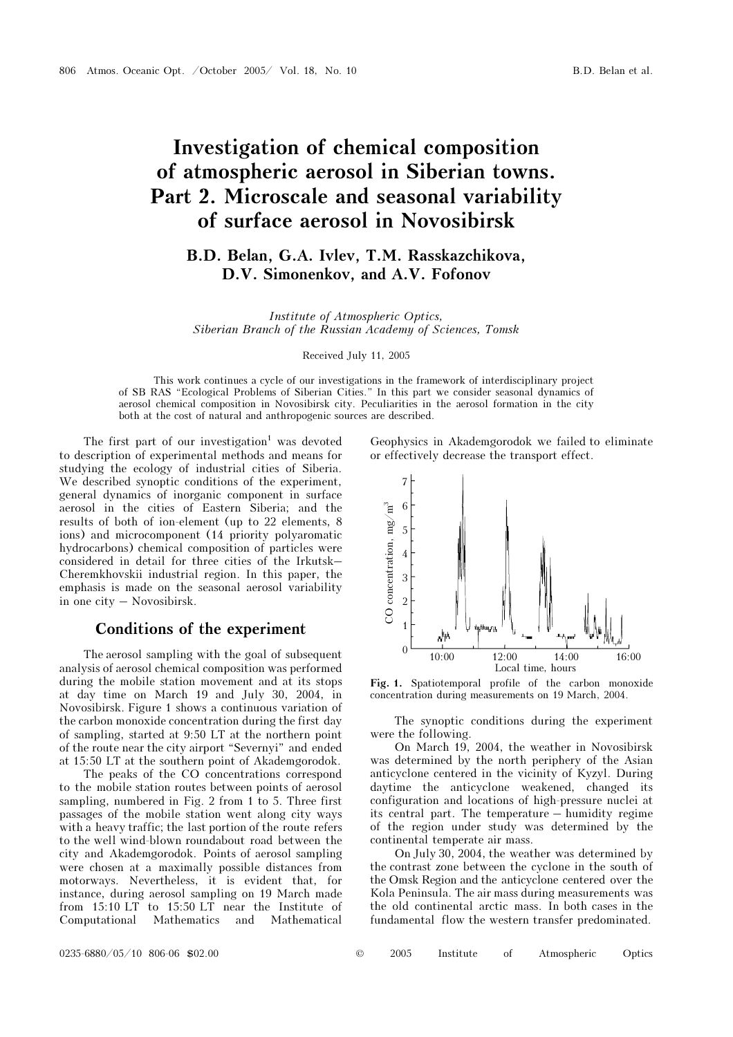# Investigation of chemical composition of atmospheric aerosol in Siberian towns. Part 2. Microscale and seasonal variability of surface aerosol in Novosibirsk

**B.D. Belan, G.A. Ivlev, T.M. Rasskazchikova, D.V. Simonenkov, and A.V. Fofonov**

*Institute of Atmospheric Optics, Siberian Branch of the Russian Academy of Sciences, Tomsk*

Received July 11, 2005

This work continues a cycle of our investigations in the framework of interdisciplinary project of SB RAS "Ecological Problems of Siberian Cities." In this part we consider seasonal dynamics of aerosol chemical composition in Novosibirsk city. Peculiarities in the aerosol formation in the city both at the cost of natural and anthropogenic sources are described.

The first part of our investigation[1] was devoted to description of experimental methods and means for studying the ecology of industrial cities of Siberia. We described synoptic conditions of the experiment, general dynamics of inorganic component in surface aerosol in the cities of Eastern Siberia; and the results of both of ion-element (up to 22 elements, 8 ions) and microcomponent (14 priority polyaromatic hydrocarbons) chemical composition of particles were considered in detail for three cities of the Irkutsk–Cheremkhovskii industrial region. In this paper, the emphasis is made on the seasonal aerosol variability in one city – Novosibirsk.

## Conditions of the experiment

The aerosol sampling with the goal of subsequent analysis of aerosol chemical composition was performed during the mobile station movement and at its stops at day time on March 19 and July 30, 2004, in Novosibirsk. Figure 1 shows a continuous variation of the carbon monoxide concentration during the first day of sampling, started at 9:50 LT at the northern point of the route near the city airport "Severnyi" and ended at 15:50 LT at the southern point of Akademgorodok.

The peaks of the CO concentrations correspond to the mobile station routes between points of aerosol sampling, numbered in Fig. 2 from 1 to 5. Three first passages of the mobile station went along city ways with a heavy traffic; the last portion of the route refers to the well wind-blown roundabout road between the city and Akademgorodok. Points of aerosol sampling were chosen at a maximally possible distances from motorways. Nevertheless, it is evident that, for instance, during aerosol sampling on 19 March made from 15:10 LT to 15:50 LT near the Institute of Computational Mathematics and Mathematical Geophysics in Akademgorodok we failed to eliminate or effectively decrease the transport effect.

**Fig. 1.** Spatiotemporal profile of the carbon monoxide concentration during measurements on 19 March, 2004.

The synoptic conditions during the experiment were the following.

On March 19, 2004, the weather in Novosibirsk was determined by the north periphery of the Asian anticyclone centered in the vicinity of Kyzyl. During daytime the anticyclone weakened, changed its configuration and locations of high-pressure nuclei at its central part. The temperature – humidity regime of the region under study was determined by the continental temperate air mass.

On July 30, 2004, the weather was determined by the contrast zone between the cyclone in the south of the Omsk Region and the anticyclone centered over the Kola Peninsula. The air mass during measurements was the old continental arctic mass. In both cases in the fundamental flow the western transfer predominated.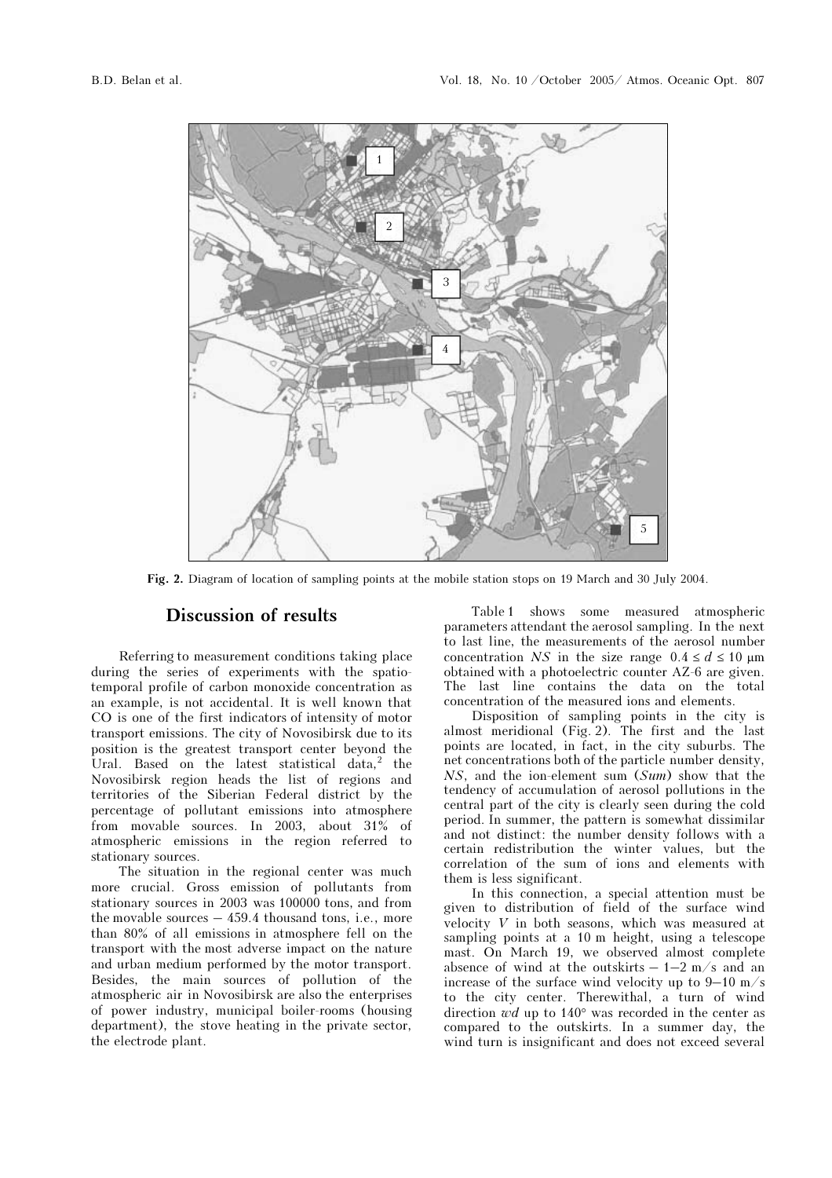Fig. 2. Diagram of location of sampling points at the mobile station stops on 19 March and 30 July 2004.

## Discussion of results

Referring to measurement conditions taking place during the series of experiments with the spatio-temporal profile of carbon monoxide concentration as an example, is not accidental. It is well known that CO is one of the first indicators of intensity of motor transport emissions. The city of Novosibirsk due to its position is the greatest transport center beyond the Ural. Based on the latest statistical data,[2] the Novosibirsk region heads the list of regions and territories of the Siberian Federal district by the percentage of pollutant emissions into atmosphere from movable sources. In 2003, about 31% of atmospheric emissions in the region referred to stationary sources.

The situation in the regional center was much more crucial. Gross emission of pollutants from stationary sources in 2003 was 100000 tons, and from the movable sources – 459.4 thousand tons, i.e., more than 80% of all emissions in atmosphere fell on the transport with the most adverse impact on the nature and urban medium performed by the motor transport. Besides, the main sources of pollution of the atmospheric air in Novosibirsk are also the enterprises of power industry, municipal boiler-rooms (housing department), the stove heating in the private sector, the electrode plant.

Table 1 shows some measured atmospheric parameters attendant the aerosol sampling. In the next to last line, the measurements of the aerosol number concentration *NS* in the size range $0.4 \le d \le 10$ μm obtained with a photoelectric counter AZ-6 are given. The last line contains the data on the total concentration of the measured ions and elements.

Disposition of sampling points in the city is almost meridional (Fig. 2). The first and the last points are located, in fact, in the city suburbs. The net concentrations both of the particle number density, *NS*, and the ion-element sum (*Sum*) show that the tendency of accumulation of aerosol pollutions in the central part of the city is clearly seen during the cold period. In summer, the pattern is somewhat dissimilar and not distinct: the number density follows with a certain redistribution the winter values, but the correlation of the sum of ions and elements with them is less significant.

In this connection, a special attention must be given to distribution of field of the surface wind velocity *V* in both seasons, which was measured at sampling points at a 10 m height, using a telescope mast. On March 19, we observed almost complete absence of wind at the outskirts – 1–2 m/s and an increase of the surface wind velocity up to 9–10 m/s to the city center. Therewithal, a turn of wind direction *wd* up to 140° was recorded in the center as compared to the outskirts. In a summer day, the wind turn is insignificant and does not exceed several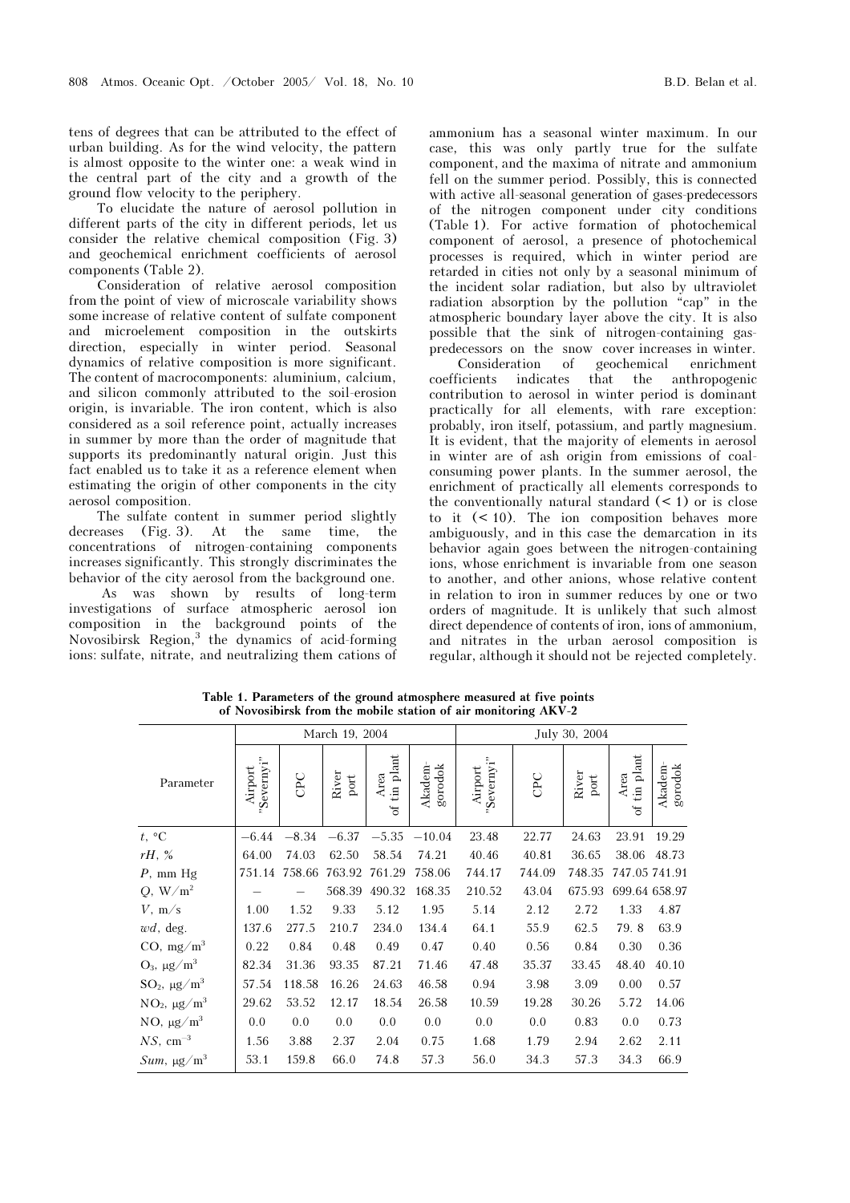tens of degrees that can be attributed to the effect of urban building. As for the wind velocity, the pattern is almost opposite to the winter one: a weak wind in the central part of the city and a growth of the ground flow velocity to the periphery.

To elucidate the nature of aerosol pollution in different parts of the city in different periods, let us consider the relative chemical composition (Fig. 3) and geochemical enrichment coefficients of aerosol components (Table 2).

Consideration of relative aerosol composition from the point of view of microscale variability shows some increase of relative content of sulfate component and microelement composition in the outskirts direction, especially in winter period. Seasonal dynamics of relative composition is more significant. The content of macrocomponents: aluminium, calcium, and silicon commonly attributed to the soil-erosion origin, is invariable. The iron content, which is also considered as a soil reference point, actually increases in summer by more than the order of magnitude that supports its predominantly natural origin. Just this fact enabled us to take it as a reference element when estimating the origin of other components in the city aerosol composition.

The sulfate content in summer period slightly decreases (Fig. 3). At the same time, the concentrations of nitrogen-containing components increases significantly. This strongly discriminates the behavior of the city aerosol from the background one.

As was shown by results of long-term investigations of surface atmospheric aerosol ion composition in the background points of the Novosibirsk Region,[3] the dynamics of acid-forming ions: sulfate, nitrate, and neutralizing them cations of ammonium has a seasonal winter maximum. In our case, this was only partly true for the sulfate component, and the maxima of nitrate and ammonium fell on the summer period. Possibly, this is connected with active all-seasonal generation of gases-predecessors of the nitrogen component under city conditions (Table 1). For active formation of photochemical component of aerosol, a presence of photochemical processes is required, which in winter period are retarded in cities not only by a seasonal minimum of the incident solar radiation, but also by ultraviolet radiation absorption by the pollution "cap" in the atmospheric boundary layer above the city. It is also possible that the sink of nitrogen-containing gas-predecessors on the snow cover increases in winter.

Consideration of geochemical enrichment coefficients indicates that the anthropogenic contribution to aerosol in winter period is dominant practically for all elements, with rare exception: probably, iron itself, potassium, and partly magnesium. It is evident, that the majority of elements in aerosol in winter are of ash origin from emissions of coal-consuming power plants. In the summer aerosol, the enrichment of practically all elements corresponds to the conventionally natural standard (< 1) or is close to it (< 10). The ion composition behaves more ambiguously, and in this case the demarcation in its behavior again goes between the nitrogen-containing ions, whose enrichment is invariable from one season to another, and other anions, whose relative content in relation to iron in summer reduces by one or two orders of magnitude. It is unlikely that such almost direct dependence of contents of iron, ions of ammonium, and nitrates in the urban aerosol composition is regular, although it should not be rejected completely.

**Table 1. Parameters of the ground atmosphere measured at five points of Novosibirsk from the mobile station of air monitoring AKV-2**

| Parameter | March 19, 2004 | | | | | July 30, 2004 | | | | |
|---|---|---|---|---|---|---|---|---|---|---|
| | Airport "Severnyi" | CPC | River port | Area of tin plant | Akademgorodok | Airport "Severnyi" | CPC | River port | Area of tin plant | Akademgorodok |
| $t$, °C | −6.44 | −8.34 | −6.37 | −5.35 | −10.04 | 23.48 | 22.77 | 24.63 | 23.91 | 19.29 |
| $rH$, % | 64.00 | 74.03 | 62.50 | 58.54 | 74.21 | 40.46 | 40.81 | 36.65 | 38.06 | 48.73 |
| $P$, mm Hg | 751.14 | 758.66 | 763.92 | 761.29 | 758.06 | 744.17 | 744.09 | 748.35 | 747.05 | 741.91 |
| $Q$, W/m$^2$ | – | – | 568.39 | 490.32 | 168.35 | 210.52 | 43.04 | 675.93 | 699.64 | 658.97 |
| $V$, m/s | 1.00 | 1.52 | 9.33 | 5.12 | 1.95 | 5.14 | 2.12 | 2.72 | 1.33 | 4.87 |
| $wd$, deg. | 137.6 | 277.5 | 210.7 | 234.0 | 134.4 | 64.1 | 55.9 | 62.5 | 79. 8 | 63.9 |
| CO, mg/m$^3$ | 0.22 | 0.84 | 0.48 | 0.49 | 0.47 | 0.40 | 0.56 | 0.84 | 0.30 | 0.36 |
| $O_3$, μg/m$^3$ | 82.34 | 31.36 | 93.35 | 87.21 | 71.46 | 47.48 | 35.37 | 33.45 | 48.40 | 40.10 |
| $SO_2$, μg/m$^3$ | 57.54 | 118.58 | 16.26 | 24.63 | 46.58 | 0.94 | 3.98 | 3.09 | 0.00 | 0.57 |
| $NO_2$, μg/m$^3$ | 29.62 | 53.52 | 12.17 | 18.54 | 26.58 | 10.59 | 19.28 | 30.26 | 5.72 | 14.06 |
| NO, μg/m$^3$ | 0.0 | 0.0 | 0.0 | 0.0 | 0.0 | 0.0 | 0.0 | 0.83 | 0.0 | 0.73 |
| $NS$, cm$^{-3}$ | 1.56 | 3.88 | 2.37 | 2.04 | 0.75 | 1.68 | 1.79 | 2.94 | 2.62 | 2.11 |
| $Sum$, μg/m$^3$ | 53.1 | 159.8 | 66.0 | 74.8 | 57.3 | 56.0 | 34.3 | 57.3 | 34.3 | 66.9 |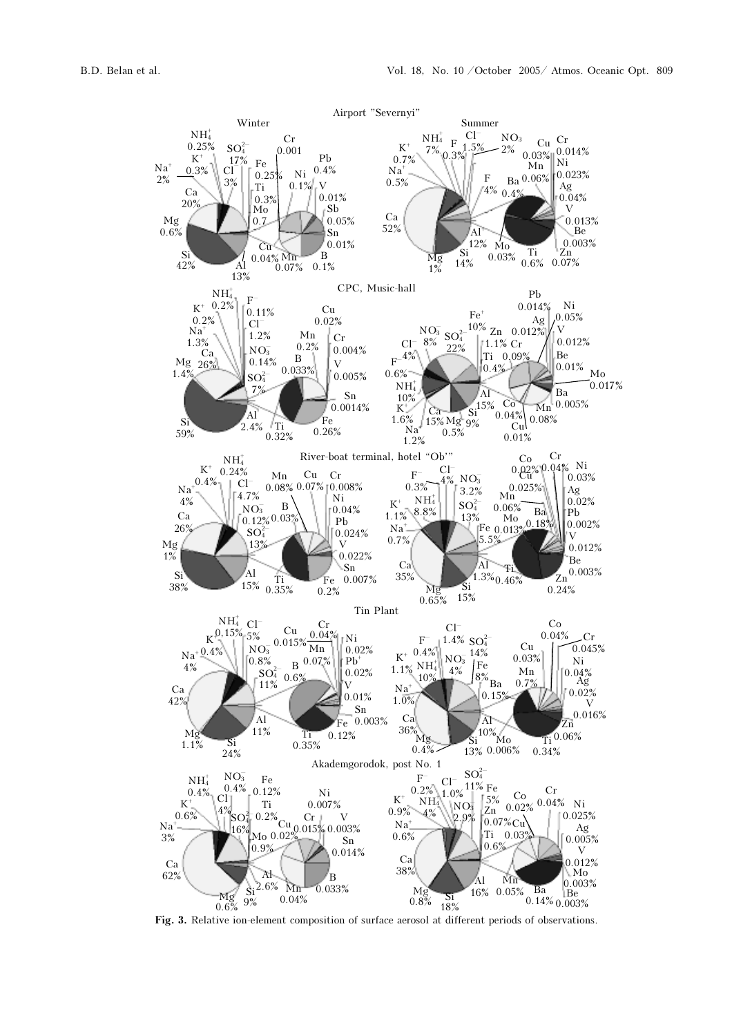Fig. 3. Relative ion-element composition of surface aerosol at different periods of observations.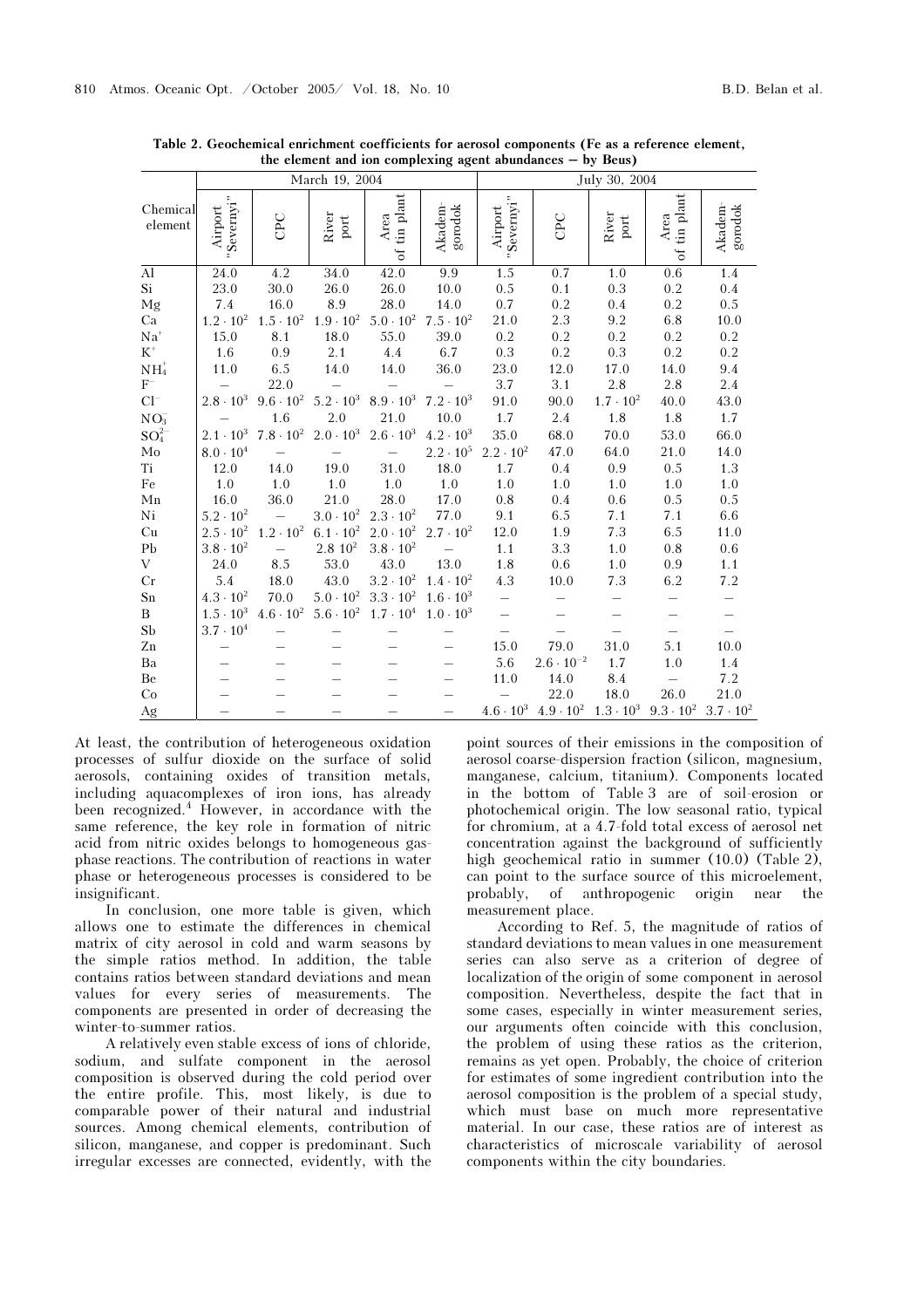**Table 2. Geochemical enrichment coefficients for aerosol components (Fe as a reference element, the element and ion complexing agent abundances – by Beus)**

| Chemical element | March 19, 2004 | | | | | July 30, 2004 | | | | |
|---|---|---|---|---|---|---|---|---|---|---|
| | Airport "Severnyi" | CPC | River port | Area of tin plant | Akadem-gorodok | Airport "Severnyi" | CPC | River port | Area of tin plant | Akadem-gorodok |
| Al | 24.0 | 4.2 | 34.0 | 42.0 | 9.9 | 1.5 | 0.7 | 1.0 | 0.6 | 1.4 |
| Si | 23.0 | 30.0 | 26.0 | 26.0 | 10.0 | 0.5 | 0.1 | 0.3 | 0.2 | 0.4 |
| Mg | 7.4 | 16.0 | 8.9 | 28.0 | 14.0 | 0.7 | 0.2 | 0.4 | 0.2 | 0.5 |
| Ca | $1.2 \cdot 10^2$ | $1.5 \cdot 10^2$ | $1.9 \cdot 10^2$ | $5.0 \cdot 10^2$ | $7.5 \cdot 10^2$ | 21.0 | 2.3 | 9.2 | 6.8 | 10.0 |
| $Na^+$ | 15.0 | 8.1 | 18.0 | 55.0 | 39.0 | 0.2 | 0.2 | 0.2 | 0.2 | 0.2 |
| $K^+$ | 1.6 | 0.9 | 2.1 | 4.4 | 6.7 | 0.3 | 0.2 | 0.3 | 0.2 | 0.2 |
| $NH_4^+$ | 11.0 | 6.5 | 14.0 | 14.0 | 36.0 | 23.0 | 12.0 | 17.0 | 14.0 | 9.4 |
| $F^-$ | – | 22.0 | – | – | – | 3.7 | 3.1 | 2.8 | 2.8 | 2.4 |
| $Cl^-$ | $2.8 \cdot 10^3$ | $9.6 \cdot 10^2$ | $5.2 \cdot 10^3$ | $8.9 \cdot 10^3$ | $7.2 \cdot 10^3$ | 91.0 | 90.0 | $1.7 \cdot 10^2$ | 40.0 | 43.0 |
| $NO_3^-$ | – | 1.6 | 2.0 | 21.0 | 10.0 | 1.7 | 2.4 | 1.8 | 1.8 | 1.7 |
| $SO_4^{2-}$ | $2.1 \cdot 10^3$ | $7.8 \cdot 10^2$ | $2.0 \cdot 10^3$ | $2.6 \cdot 10^3$ | $4.2 \cdot 10^3$ | 35.0 | 68.0 | 70.0 | 53.0 | 66.0 |
| Mo | $8.0 \cdot 10^4$ | – | – | – | $2.2 \cdot 10^5$ | $2.2 \cdot 10^2$ | 47.0 | 64.0 | 21.0 | 14.0 |
| Ti | 12.0 | 14.0 | 19.0 | 31.0 | 18.0 | 1.7 | 0.4 | 0.9 | 0.5 | 1.3 |
| Fe | 1.0 | 1.0 | 1.0 | 1.0 | 1.0 | 1.0 | 1.0 | 1.0 | 1.0 | 1.0 |
| Mn | 16.0 | 36.0 | 21.0 | 28.0 | 17.0 | 0.8 | 0.4 | 0.6 | 0.5 | 0.5 |
| Ni | $5.2 \cdot 10^2$ | – | $3.0 \cdot 10^2$ | $2.3 \cdot 10^2$ | 77.0 | 9.1 | 6.5 | 7.1 | 7.1 | 6.6 |
| Cu | $2.5 \cdot 10^2$ | $1.2 \cdot 10^2$ | $6.1 \cdot 10^2$ | $2.0 \cdot 10^2$ | $2.7 \cdot 10^2$ | 12.0 | 1.9 | 7.3 | 6.5 | 11.0 |
| Pb | $3.8 \cdot 10^2$ | – | $2.8\ 10^2$ | $3.8 \cdot 10^2$ | – | 1.1 | 3.3 | 1.0 | 0.8 | 0.6 |
| V | 24.0 | 8.5 | 53.0 | 43.0 | 13.0 | 1.8 | 0.6 | 1.0 | 0.9 | 1.1 |
| Cr | 5.4 | 18.0 | 43.0 | $3.2 \cdot 10^2$ | $1.4 \cdot 10^2$ | 4.3 | 10.0 | 7.3 | 6.2 | 7.2 |
| Sn | $4.3 \cdot 10^2$ | 70.0 | $5.0 \cdot 10^2$ | $3.3 \cdot 10^2$ | $1.6 \cdot 10^3$ | – | – | – | – | – |
| B | $1.5 \cdot 10^3$ | $4.6 \cdot 10^2$ | $5.6 \cdot 10^2$ | $1.7 \cdot 10^4$ | $1.0 \cdot 10^3$ | – | – | – | – | – |
| Sb | $3.7 \cdot 10^4$ | – | – | – | – | – | – | – | – | – |
| Zn | – | – | – | – | – | 15.0 | 79.0 | 31.0 | 5.1 | 10.0 |
| Ba | – | – | – | – | – | 5.6 | $2.6 \cdot 10^{-2}$ | 1.7 | 1.0 | 1.4 |
| Be | – | – | – | – | – | 11.0 | 14.0 | 8.4 | – | 7.2 |
| Co | – | – | – | – | – | – | 22.0 | 18.0 | 26.0 | 21.0 |
| Ag | – | – | – | – | – | $4.6 \cdot 10^3$ | $4.9 \cdot 10^2$ | $1.3 \cdot 10^3$ | $9.3 \cdot 10^2$ | $3.7 \cdot 10^2$ |

At least, the contribution of heterogeneous oxidation processes of sulfur dioxide on the surface of solid aerosols, containing oxides of transition metals, including aquacomplexes of iron ions, has already been recognized.[4] However, in accordance with the same reference, the key role in formation of nitric acid from nitric oxides belongs to homogeneous gas-phase reactions. The contribution of reactions in water phase or heterogeneous processes is considered to be insignificant.

In conclusion, one more table is given, which allows one to estimate the differences in chemical matrix of city aerosol in cold and warm seasons by the simple ratios method. In addition, the table contains ratios between standard deviations and mean values for every series of measurements. The components are presented in order of decreasing the winter-to-summer ratios.

A relatively even stable excess of ions of chloride, sodium, and sulfate component in the aerosol composition is observed during the cold period over the entire profile. This, most likely, is due to comparable power of their natural and industrial sources. Among chemical elements, contribution of silicon, manganese, and copper is predominant. Such irregular excesses are connected, evidently, with the point sources of their emissions in the composition of aerosol coarse-dispersion fraction (silicon, magnesium, manganese, calcium, titanium). Components located in the bottom of Table 3 are of soil-erosion or photochemical origin. The low seasonal ratio, typical for chromium, at a 4.7-fold total excess of aerosol net concentration against the background of sufficiently high geochemical ratio in summer (10.0) (Table 2), can point to the surface source of this microelement, probably, of anthropogenic origin near the measurement place.

According to Ref. 5, the magnitude of ratios of standard deviations to mean values in one measurement series can also serve as a criterion of degree of localization of the origin of some component in aerosol composition. Nevertheless, despite the fact that in some cases, especially in winter measurement series, our arguments often coincide with this conclusion, the problem of using these ratios as the criterion, remains as yet open. Probably, the choice of criterion for estimates of some ingredient contribution into the aerosol composition is the problem of a special study, which must base on much more representative material. In our case, these ratios are of interest as characteristics of microscale variability of aerosol components within the city boundaries.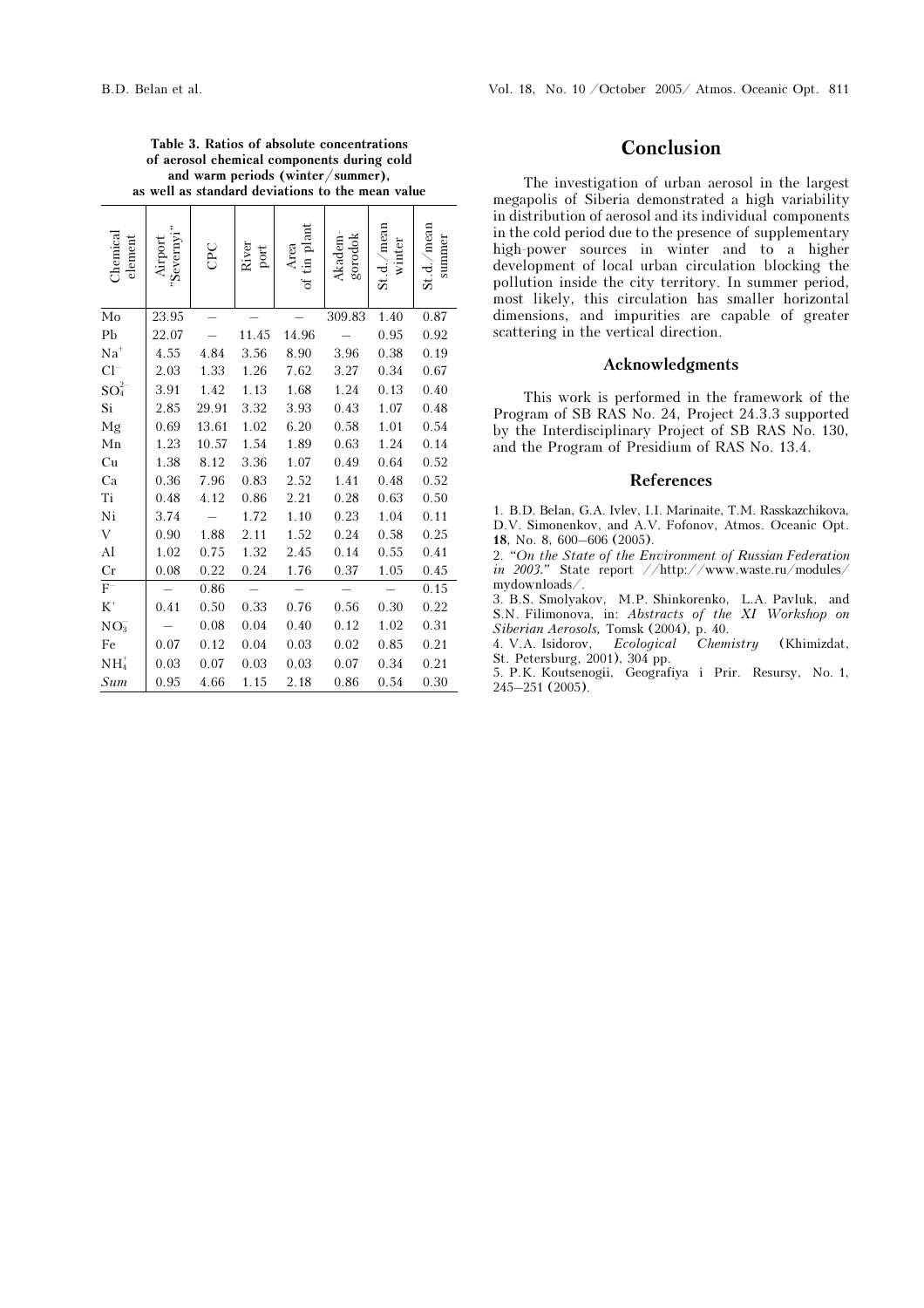**Table 3. Ratios of absolute concentrations of aerosol chemical components during cold and warm periods (winter/summer), as well as standard deviations to the mean value**

| Chemical element | Airport "Severnyi" | CPC | River port | Area of tin plant | Akademgorodok | St.d./mean winter | St.d./mean summer |
|---|---|---|---|---|---|---|---|
| Mo | 23.95 | – | – | – | 309.83 | 1.40 | 0.87 |
| Pb | 22.07 | – | 11.45 | 14.96 | – | 0.95 | 0.92 |
| $Na^+$ | 4.55 | 4.84 | 3.56 | 8.90 | 3.96 | 0.38 | 0.19 |
| $Cl^-$ | 2.03 | 1.33 | 1.26 | 7.62 | 3.27 | 0.34 | 0.67 |
| $SO_4^{2-}$ | 3.91 | 1.42 | 1.13 | 1.68 | 1.24 | 0.13 | 0.40 |
| Si | 2.85 | 29.91 | 3.32 | 3.93 | 0.43 | 1.07 | 0.48 |
| Mg | 0.69 | 13.61 | 1.02 | 6.20 | 0.58 | 1.01 | 0.54 |
| Mn | 1.23 | 10.57 | 1.54 | 1.89 | 0.63 | 1.24 | 0.14 |
| Cu | 1.38 | 8.12 | 3.36 | 1.07 | 0.49 | 0.64 | 0.52 |
| Ca | 0.36 | 7.96 | 0.83 | 2.52 | 1.41 | 0.48 | 0.52 |
| Ti | 0.48 | 4.12 | 0.86 | 2.21 | 0.28 | 0.63 | 0.50 |
| Ni | 3.74 | – | 1.72 | 1.10 | 0.23 | 1.04 | 0.11 |
| V | 0.90 | 1.88 | 2.11 | 1.52 | 0.24 | 0.58 | 0.25 |
| Al | 1.02 | 0.75 | 1.32 | 2.45 | 0.14 | 0.55 | 0.41 |
| Cr | 0.08 | 0.22 | 0.24 | 1.76 | 0.37 | 1.05 | 0.45 |
| $F^-$ | – | 0.86 | – | – | – | – | 0.15 |
| $K^+$ | 0.41 | 0.50 | 0.33 | 0.76 | 0.56 | 0.30 | 0.22 |
| $NO_3^-$ | – | 0.08 | 0.04 | 0.40 | 0.12 | 1.02 | 0.31 |
| Fe | 0.07 | 0.12 | 0.04 | 0.03 | 0.02 | 0.85 | 0.21 |
| $NH_4^+$ | 0.03 | 0.07 | 0.03 | 0.03 | 0.07 | 0.34 | 0.21 |
| *Sum* | 0.95 | 4.66 | 1.15 | 2.18 | 0.86 | 0.54 | 0.30 |

## Conclusion

The investigation of urban aerosol in the largest megapolis of Siberia demonstrated a high variability in distribution of aerosol and its individual components in the cold period due to the presence of supplementary high-power sources in winter and to a higher development of local urban circulation blocking the pollution inside the city territory. In summer period, most likely, this circulation has smaller horizontal dimensions, and impurities are capable of greater scattering in the vertical direction.

### Acknowledgments

This work is performed in the framework of the Program of SB RAS No. 24, Project 24.3.3 supported by the Interdisciplinary Project of SB RAS No. 130, and the Program of Presidium of RAS No. 13.4.

### References

1. B.D. Belan, G.A. Ivlev, I.I. Marinaite, T.M. Rasskazchikova, D.V. Simonenkov, and A.V. Fofonov, Atmos. Oceanic Opt. **18**, No. 8, 600–606 (2005).
2. *"On the State of the Environment of Russian Federation in 2003."* State report //http://www.waste.ru/modules/mydownloads/.
3. B.S. Smolyakov, M.P. Shinkorenko, L.A. Pavluk, and S.N. Filimonova, in: *Abstracts of the XI Workshop on Siberian Aerosols,* Tomsk (2004), p. 40.
4. V.A. Isidorov, *Ecological Chemistry* (Khimizdat, St. Petersburg, 2001), 304 pp.
5. P.K. Koutsenogii, Geografiya i Prir. Resursy, No. 1, 245–251 (2005).